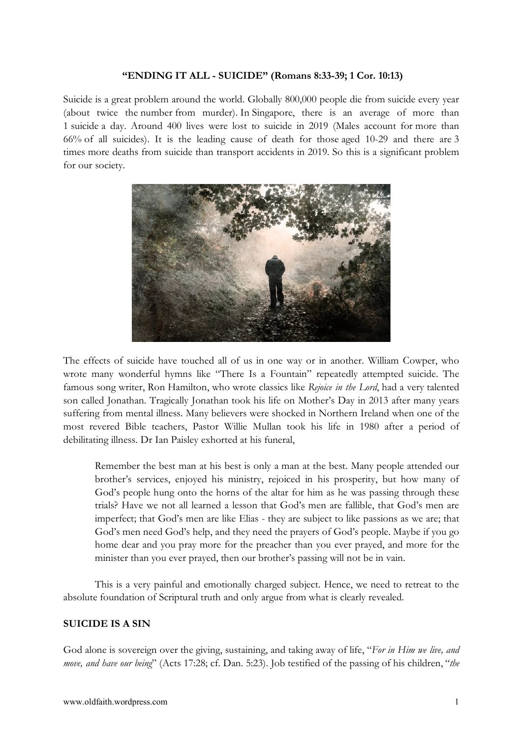**"ENDING IT ALL - SUICIDE" (Romans 8:33-39; 1 Cor. 10:13)**

Suicide is a great problem around the world. Globally 800,000 people die from suicide every year (about twice the number from murder). In Singapore, there is an average of more than 1 suicide a day. Around 400 lives were lost to suicide in 2019 (Males account for more than 66% of all suicides). It is the leading cause of death for those aged 10-29 and there are 3 times more deaths from suicide than transport accidents in 2019. So this is a significant problem for our society.

The effects of suicide have touched all of us in one way or in another. William Cowper, who wrote many wonderful hymns like "There Is a Fountain" repeatedly attempted suicide. The famous song writer, Ron Hamilton, who wrote classics like *Rejoice in the Lord*, had a very talented son called Jonathan. Tragically Jonathan took his life on Mother's Day in 2013 after many years suffering from mental illness. Many believers were shocked in Northern Ireland when one of the most revered Bible teachers, Pastor Willie Mullan took his life in 1980 after a period of debilitating illness. Dr Ian Paisley exhorted at his funeral,

> Remember the best man at his best is only a man at the best. Many people attended our brother's services, enjoyed his ministry, rejoiced in his prosperity, but how many of God's people hung onto the horns of the altar for him as he was passing through these trials? Have we not all learned a lesson that God's men are fallible, that God's men are imperfect; that God's men are like Elias - they are subject to like passions as we are; that God's men need God's help, and they need the prayers of God's people. Maybe if you go home dear and you pray more for the preacher than you ever prayed, and more for the minister than you ever prayed, then our brother's passing will not be in vain.

This is a very painful and emotionally charged subject. Hence, we need to retreat to the absolute foundation of Scriptural truth and only argue from what is clearly revealed.

## SUICIDE IS A SIN

God alone is sovereign over the giving, sustaining, and taking away of life, "*For in Him we live, and move, and have our being*" (Acts 17:28; cf. Dan. 5:23). Job testified of the passing of his children, "*the*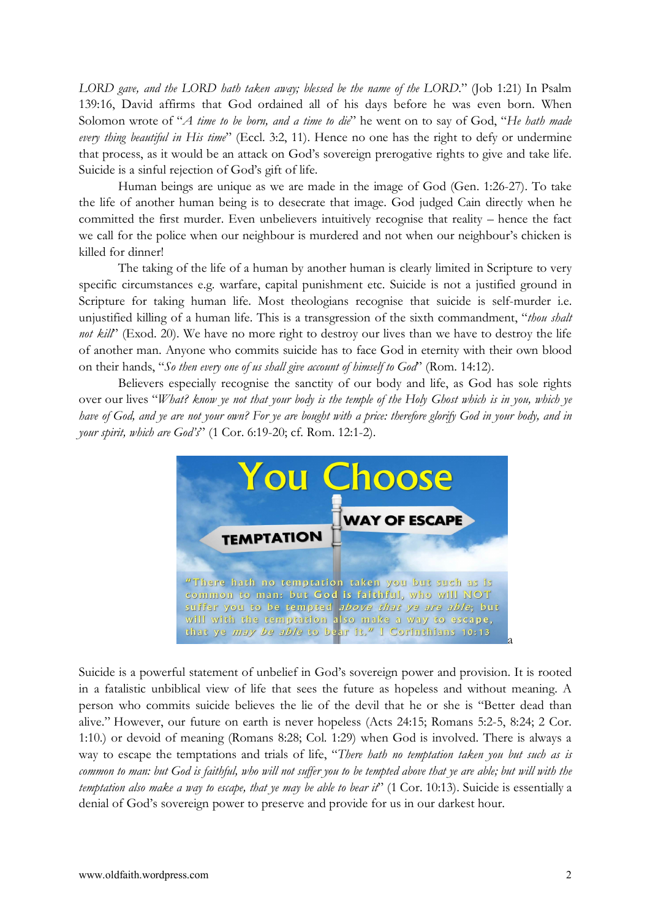*LORD gave, and the LORD hath taken away; blessed be the name of the LORD*." (Job 1:21) In Psalm 139:16, David affirms that God ordained all of his days before he was even born. When Solomon wrote of "*A time to be born, and a time to die*" he went on to say of God, "*He hath made every thing beautiful in His time*" (Eccl. 3:2, 11). Hence no one has the right to defy or undermine that process, as it would be an attack on God's sovereign prerogative rights to give and take life. Suicide is a sinful rejection of God's gift of life.

Human beings are unique as we are made in the image of God (Gen. 1:26-27). To take the life of another human being is to desecrate that image. God judged Cain directly when he committed the first murder. Even unbelievers intuitively recognise that reality – hence the fact we call for the police when our neighbour is murdered and not when our neighbour's chicken is killed for dinner!

The taking of the life of a human by another human is clearly limited in Scripture to very specific circumstances e.g. warfare, capital punishment etc. Suicide is not a justified ground in Scripture for taking human life. Most theologians recognise that suicide is self-murder i.e. unjustified killing of a human life. This is a transgression of the sixth commandment, "*thou shalt not kill*" (Exod. 20). We have no more right to destroy our lives than we have to destroy the life of another man. Anyone who commits suicide has to face God in eternity with their own blood on their hands, "*So then every one of us shall give account of himself to God*" (Rom. 14:12).

Believers especially recognise the sanctity of our body and life, as God has sole rights over our lives "*What? know ye not that your body is the temple of the Holy Ghost which is in you, which ye have of God, and ye are not your own? For ye are bought with a price: therefore glorify God in your body, and in your spirit, which are God's*" (1 Cor. 6:19-20; cf. Rom. 12:1-2).

Suicide is a powerful statement of unbelief in God's sovereign power and provision. It is rooted in a fatalistic unbiblical view of life that sees the future as hopeless and without meaning. A person who commits suicide believes the lie of the devil that he or she is "Better dead than alive." However, our future on earth is never hopeless (Acts 24:15; Romans 5:2-5, 8:24; 2 Cor. 1:10.) or devoid of meaning (Romans 8:28; Col. 1:29) when God is involved. There is always a way to escape the temptations and trials of life, "*There hath no temptation taken you but such as is common to man: but God is faithful, who will not suffer you to be tempted above that ye are able; but will with the temptation also make a way to escape, that ye may be able to bear it*" (1 Cor. 10:13). Suicide is essentially a denial of God's sovereign power to preserve and provide for us in our darkest hour.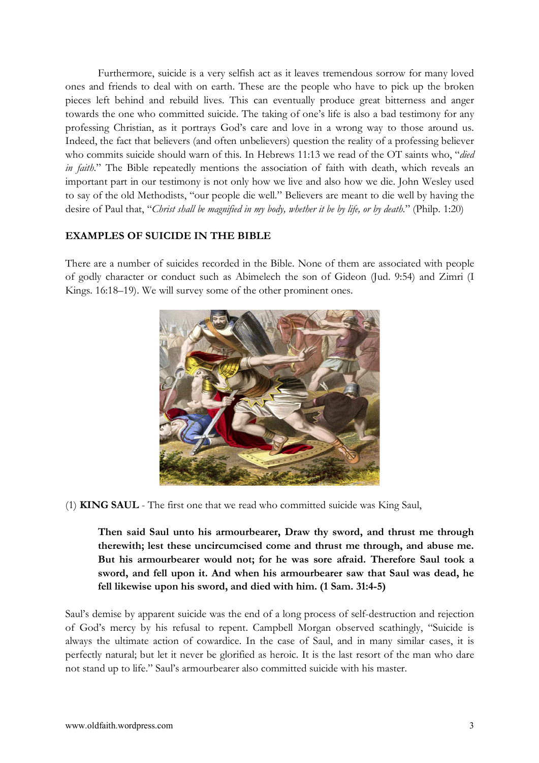Furthermore, suicide is a very selfish act as it leaves tremendous sorrow for many loved ones and friends to deal with on earth. These are the people who have to pick up the broken pieces left behind and rebuild lives. This can eventually produce great bitterness and anger towards the one who committed suicide. The taking of one's life is also a bad testimony for any professing Christian, as it portrays God's care and love in a wrong way to those around us. Indeed, the fact that believers (and often unbelievers) question the reality of a professing believer who commits suicide should warn of this. In Hebrews 11:13 we read of the OT saints who, "*died in faith*." The Bible repeatedly mentions the association of faith with death, which reveals an important part in our testimony is not only how we live and also how we die. John Wesley used to say of the old Methodists, "our people die well." Believers are meant to die well by having the desire of Paul that, "*Christ shall be magnified in my body, whether it be by life, or by death*." (Philp. 1:20)

## EXAMPLES OF SUICIDE IN THE BIBLE

There are a number of suicides recorded in the Bible. None of them are associated with people of godly character or conduct such as Abimelech the son of Gideon (Jud. 9:54) and Zimri (I Kings. 16:18–19). We will survey some of the other prominent ones.

(1) **KING SAUL** - The first one that we read who committed suicide was King Saul,

> **Then said Saul unto his armourbearer, Draw thy sword, and thrust me through therewith; lest these uncircumcised come and thrust me through, and abuse me. But his armourbearer would not; for he was sore afraid. Therefore Saul took a sword, and fell upon it. And when his armourbearer saw that Saul was dead, he fell likewise upon his sword, and died with him. (1 Sam. 31:4-5)**

Saul's demise by apparent suicide was the end of a long process of self-destruction and rejection of God's mercy by his refusal to repent. Campbell Morgan observed scathingly, "Suicide is always the ultimate action of cowardice. In the case of Saul, and in many similar cases, it is perfectly natural; but let it never be glorified as heroic. It is the last resort of the man who dare not stand up to life." Saul's armourbearer also committed suicide with his master.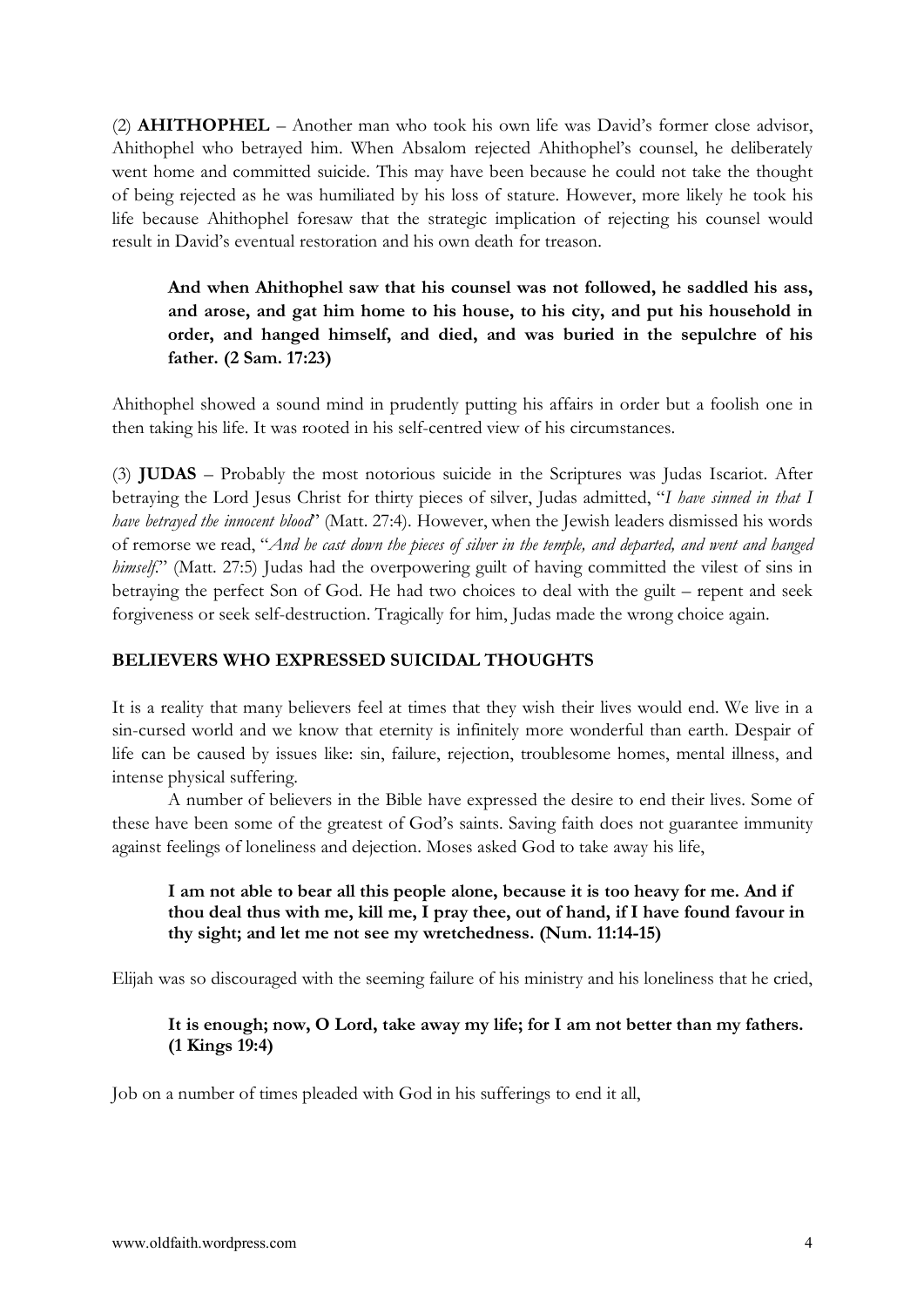(2) **AHITHOPHEL** – Another man who took his own life was David's former close advisor, Ahithophel who betrayed him. When Absalom rejected Ahithophel's counsel, he deliberately went home and committed suicide. This may have been because he could not take the thought of being rejected as he was humiliated by his loss of stature. However, more likely he took his life because Ahithophel foresaw that the strategic implication of rejecting his counsel would result in David's eventual restoration and his own death for treason.

> **And when Ahithophel saw that his counsel was not followed, he saddled his ass, and arose, and gat him home to his house, to his city, and put his household in order, and hanged himself, and died, and was buried in the sepulchre of his father. (2 Sam. 17:23)**

Ahithophel showed a sound mind in prudently putting his affairs in order but a foolish one in then taking his life. It was rooted in his self-centred view of his circumstances.

(3) **JUDAS** – Probably the most notorious suicide in the Scriptures was Judas Iscariot. After betraying the Lord Jesus Christ for thirty pieces of silver, Judas admitted, "*I have sinned in that I have betrayed the innocent blood*" (Matt. 27:4). However, when the Jewish leaders dismissed his words of remorse we read, "*And he cast down the pieces of silver in the temple, and departed, and went and hanged himself.*" (Matt. 27:5) Judas had the overpowering guilt of having committed the vilest of sins in betraying the perfect Son of God. He had two choices to deal with the guilt – repent and seek forgiveness or seek self-destruction. Tragically for him, Judas made the wrong choice again.

**BELIEVERS WHO EXPRESSED SUICIDAL THOUGHTS**

It is a reality that many believers feel at times that they wish their lives would end. We live in a sin-cursed world and we know that eternity is infinitely more wonderful than earth. Despair of life can be caused by issues like: sin, failure, rejection, troublesome homes, mental illness, and intense physical suffering.

A number of believers in the Bible have expressed the desire to end their lives. Some of these have been some of the greatest of God's saints. Saving faith does not guarantee immunity against feelings of loneliness and dejection. Moses asked God to take away his life,

> **I am not able to bear all this people alone, because it is too heavy for me. And if thou deal thus with me, kill me, I pray thee, out of hand, if I have found favour in thy sight; and let me not see my wretchedness. (Num. 11:14-15)**

Elijah was so discouraged with the seeming failure of his ministry and his loneliness that he cried,

> **It is enough; now, O Lord, take away my life; for I am not better than my fathers. (1 Kings 19:4)**

Job on a number of times pleaded with God in his sufferings to end it all,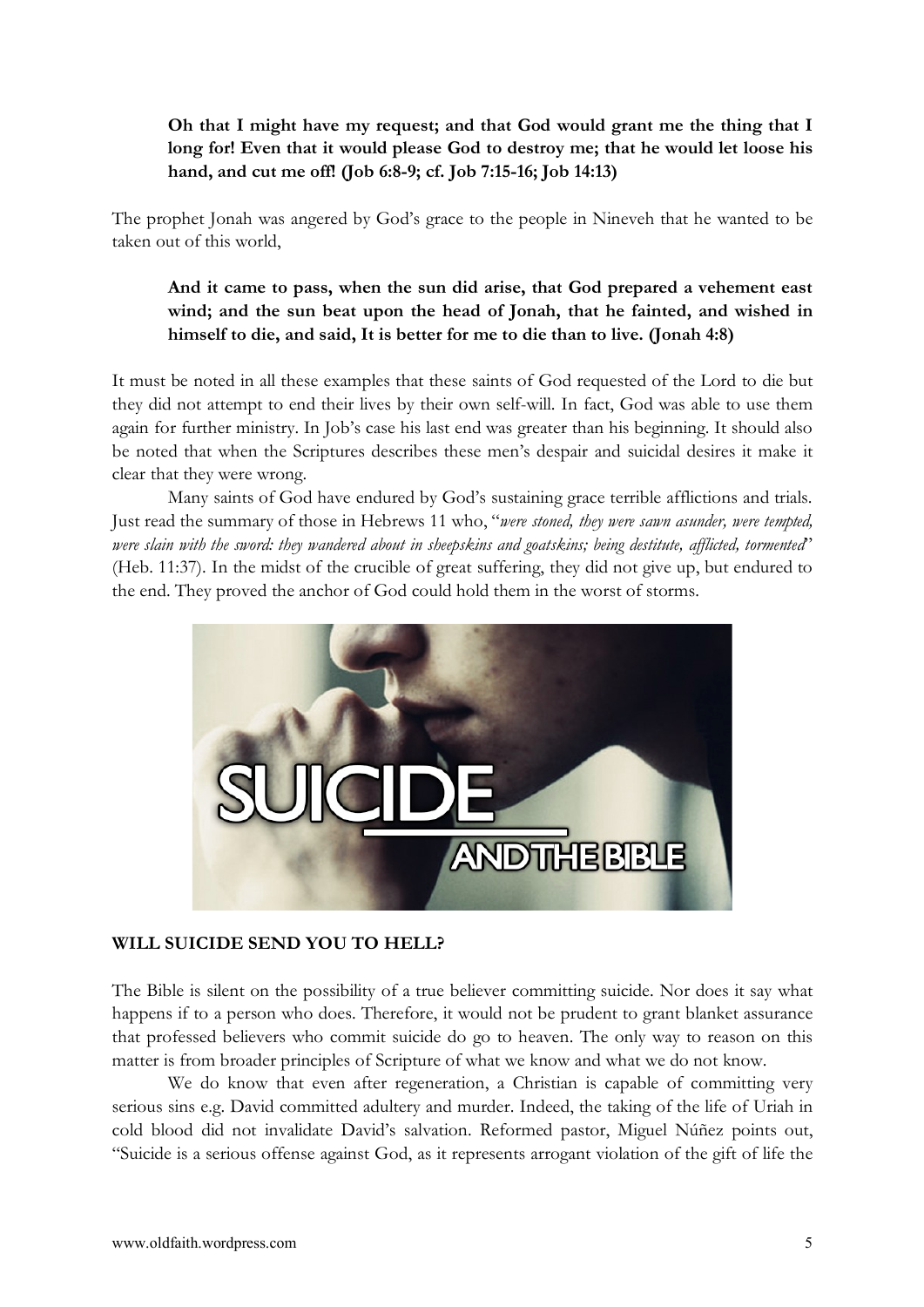**Oh that I might have my request; and that God would grant me the thing that I long for! Even that it would please God to destroy me; that he would let loose his hand, and cut me off! (Job 6:8-9; cf. Job 7:15-16; Job 14:13)**

The prophet Jonah was angered by God's grace to the people in Nineveh that he wanted to be taken out of this world,

**And it came to pass, when the sun did arise, that God prepared a vehement east wind; and the sun beat upon the head of Jonah, that he fainted, and wished in himself to die, and said, It is better for me to die than to live. (Jonah 4:8)**

It must be noted in all these examples that these saints of God requested of the Lord to die but they did not attempt to end their lives by their own self-will. In fact, God was able to use them again for further ministry. In Job's case his last end was greater than his beginning. It should also be noted that when the Scriptures describes these men's despair and suicidal desires it make it clear that they were wrong.

Many saints of God have endured by God's sustaining grace terrible afflictions and trials. Just read the summary of those in Hebrews 11 who, "*were stoned, they were sawn asunder, were tempted, were slain with the sword: they wandered about in sheepskins and goatskins; being destitute, afflicted, tormented*" (Heb. 11:37). In the midst of the crucible of great suffering, they did not give up, but endured to the end. They proved the anchor of God could hold them in the worst of storms.

**WILL SUICIDE SEND YOU TO HELL?**

The Bible is silent on the possibility of a true believer committing suicide. Nor does it say what happens if to a person who does. Therefore, it would not be prudent to grant blanket assurance that professed believers who commit suicide do go to heaven. The only way to reason on this matter is from broader principles of Scripture of what we know and what we do not know.

We do know that even after regeneration, a Christian is capable of committing very serious sins e.g. David committed adultery and murder. Indeed, the taking of the life of Uriah in cold blood did not invalidate David's salvation. Reformed pastor, Miguel Núñez points out, "Suicide is a serious offense against God, as it represents arrogant violation of the gift of life the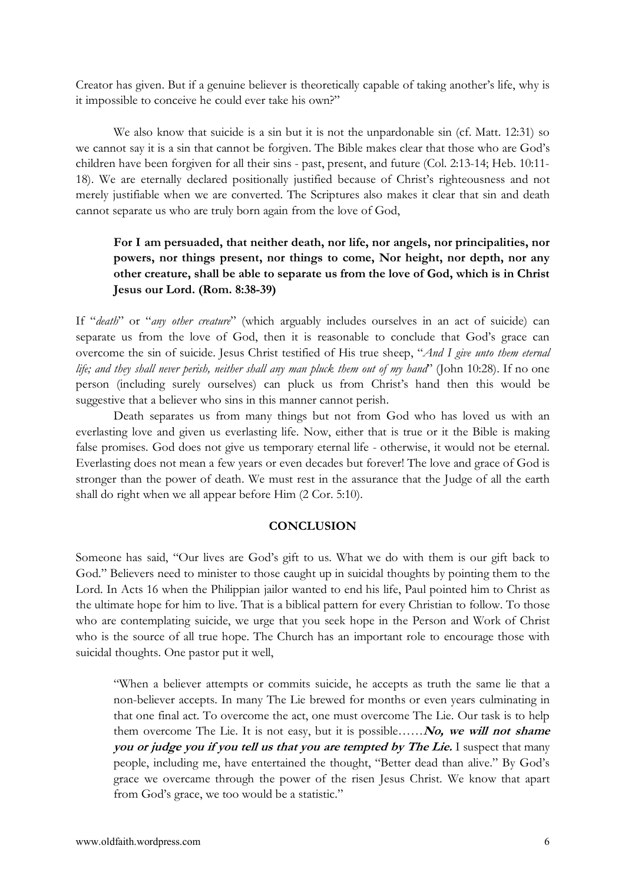Creator has given. But if a genuine believer is theoretically capable of taking another's life, why is it impossible to conceive he could ever take his own?"

We also know that suicide is a sin but it is not the unpardonable sin (cf. Matt. 12:31) so we cannot say it is a sin that cannot be forgiven. The Bible makes clear that those who are God's children have been forgiven for all their sins - past, present, and future (Col. 2:13-14; Heb. 10:11-18). We are eternally declared positionally justified because of Christ's righteousness and not merely justifiable when we are converted. The Scriptures also makes it clear that sin and death cannot separate us who are truly born again from the love of God,

> **For I am persuaded, that neither death, nor life, nor angels, nor principalities, nor powers, nor things present, nor things to come, Nor height, nor depth, nor any other creature, shall be able to separate us from the love of God, which is in Christ Jesus our Lord. (Rom. 8:38-39)**

If "*death*" or "*any other creature*" (which arguably includes ourselves in an act of suicide) can separate us from the love of God, then it is reasonable to conclude that God's grace can overcome the sin of suicide. Jesus Christ testified of His true sheep, "*And I give unto them eternal life; and they shall never perish, neither shall any man pluck them out of my hand*" (John 10:28). If no one person (including surely ourselves) can pluck us from Christ's hand then this would be suggestive that a believer who sins in this manner cannot perish.

Death separates us from many things but not from God who has loved us with an everlasting love and given us everlasting life. Now, either that is true or it the Bible is making false promises. God does not give us temporary eternal life - otherwise, it would not be eternal. Everlasting does not mean a few years or even decades but forever! The love and grace of God is stronger than the power of death. We must rest in the assurance that the Judge of all the earth shall do right when we all appear before Him (2 Cor. 5:10).

## CONCLUSION

Someone has said, "Our lives are God's gift to us. What we do with them is our gift back to God." Believers need to minister to those caught up in suicidal thoughts by pointing them to the Lord. In Acts 16 when the Philippian jailor wanted to end his life, Paul pointed him to Christ as the ultimate hope for him to live. That is a biblical pattern for every Christian to follow. To those who are contemplating suicide, we urge that you seek hope in the Person and Work of Christ who is the source of all true hope. The Church has an important role to encourage those with suicidal thoughts. One pastor put it well,

> "When a believer attempts or commits suicide, he accepts as truth the same lie that a non-believer accepts. In many The Lie brewed for months or even years culminating in that one final act. To overcome the act, one must overcome The Lie. Our task is to help them overcome The Lie. It is not easy, but it is possible……***No, we will not shame you or judge you if you tell us that you are tempted by The Lie.*** I suspect that many people, including me, have entertained the thought, "Better dead than alive." By God's grace we overcame through the power of the risen Jesus Christ. We know that apart from God's grace, we too would be a statistic."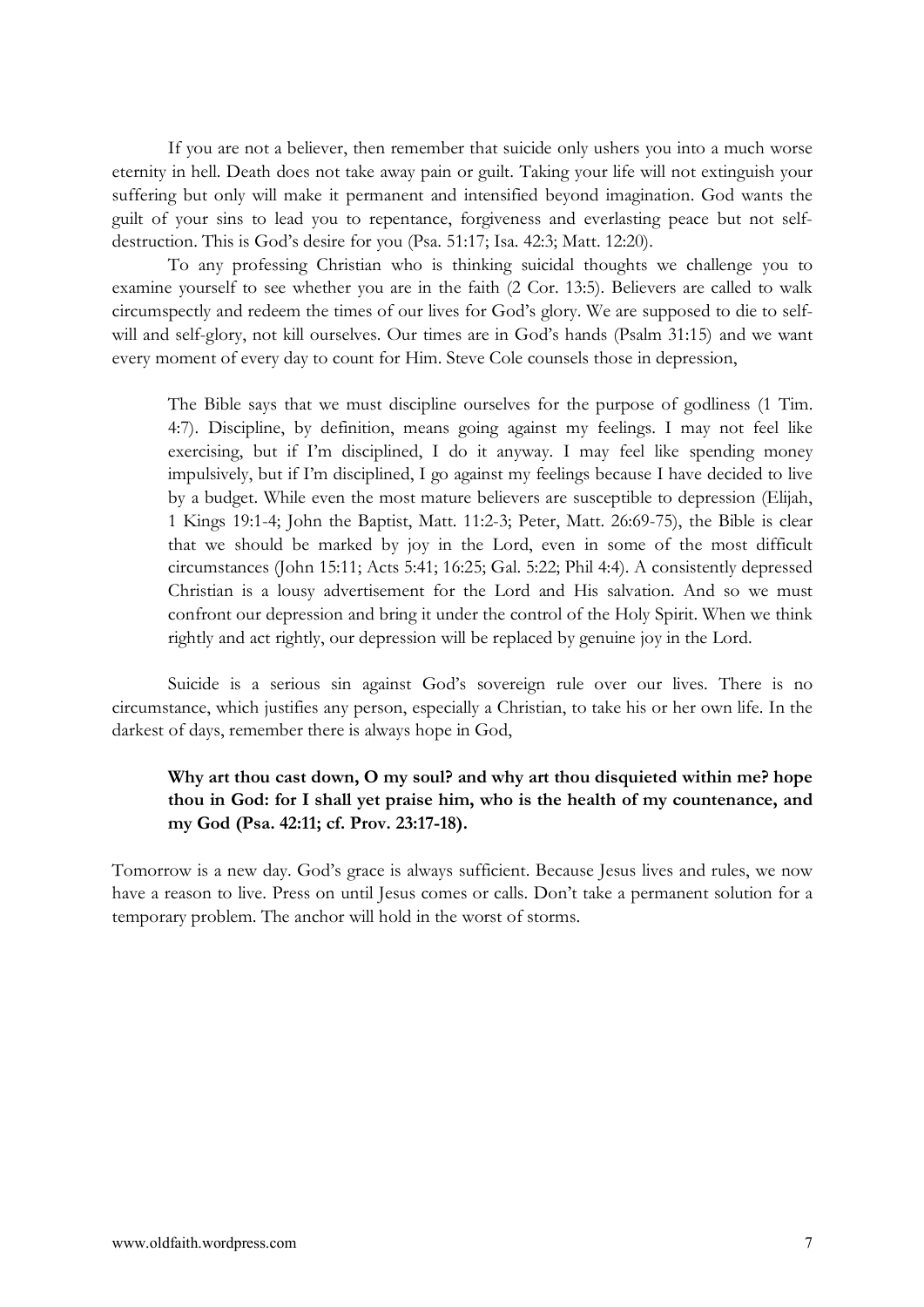If you are not a believer, then remember that suicide only ushers you into a much worse eternity in hell. Death does not take away pain or guilt. Taking your life will not extinguish your suffering but only will make it permanent and intensified beyond imagination. God wants the guilt of your sins to lead you to repentance, forgiveness and everlasting peace but not self-destruction. This is God's desire for you (Psa. 51:17; Isa. 42:3; Matt. 12:20).

To any professing Christian who is thinking suicidal thoughts we challenge you to examine yourself to see whether you are in the faith (2 Cor. 13:5). Believers are called to walk circumspectly and redeem the times of our lives for God's glory. We are supposed to die to self-will and self-glory, not kill ourselves. Our times are in God's hands (Psalm 31:15) and we want every moment of every day to count for Him. Steve Cole counsels those in depression,

> The Bible says that we must discipline ourselves for the purpose of godliness (1 Tim. 4:7). Discipline, by definition, means going against my feelings. I may not feel like exercising, but if I'm disciplined, I do it anyway. I may feel like spending money impulsively, but if I'm disciplined, I go against my feelings because I have decided to live by a budget. While even the most mature believers are susceptible to depression (Elijah, 1 Kings 19:1-4; John the Baptist, Matt. 11:2-3; Peter, Matt. 26:69-75), the Bible is clear that we should be marked by joy in the Lord, even in some of the most difficult circumstances (John 15:11; Acts 5:41; 16:25; Gal. 5:22; Phil 4:4). A consistently depressed Christian is a lousy advertisement for the Lord and His salvation. And so we must confront our depression and bring it under the control of the Holy Spirit. When we think rightly and act rightly, our depression will be replaced by genuine joy in the Lord.

Suicide is a serious sin against God's sovereign rule over our lives. There is no circumstance, which justifies any person, especially a Christian, to take his or her own life. In the darkest of days, remember there is always hope in God,

> **Why art thou cast down, O my soul? and why art thou disquieted within me? hope thou in God: for I shall yet praise him, who is the health of my countenance, and my God (Psa. 42:11; cf. Prov. 23:17-18).**

Tomorrow is a new day. God's grace is always sufficient. Because Jesus lives and rules, we now have a reason to live. Press on until Jesus comes or calls. Don't take a permanent solution for a temporary problem. The anchor will hold in the worst of storms.

www.oldfaith.wordpress.com